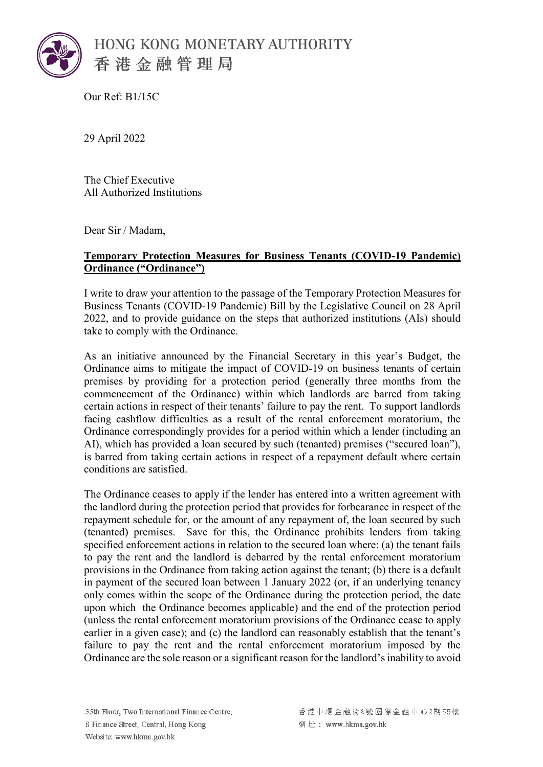HONG KONG MONETARY AUTHORITY
香港金融管理局

Our Ref: B1/15C

29 April 2022

The Chief Executive
All Authorized Institutions

Dear Sir / Madam,

**Temporary Protection Measures for Business Tenants (COVID-19 Pandemic) Ordinance ("Ordinance")**

I write to draw your attention to the passage of the Temporary Protection Measures for Business Tenants (COVID-19 Pandemic) Bill by the Legislative Council on 28 April 2022, and to provide guidance on the steps that authorized institutions (AIs) should take to comply with the Ordinance.

As an initiative announced by the Financial Secretary in this year's Budget, the Ordinance aims to mitigate the impact of COVID-19 on business tenants of certain premises by providing for a protection period (generally three months from the commencement of the Ordinance) within which landlords are barred from taking certain actions in respect of their tenants' failure to pay the rent. To support landlords facing cashflow difficulties as a result of the rental enforcement moratorium, the Ordinance correspondingly provides for a period within which a lender (including an AI), which has provided a loan secured by such (tenanted) premises ("secured loan"), is barred from taking certain actions in respect of a repayment default where certain conditions are satisfied.

The Ordinance ceases to apply if the lender has entered into a written agreement with the landlord during the protection period that provides for forbearance in respect of the repayment schedule for, or the amount of any repayment of, the loan secured by such (tenanted) premises. Save for this, the Ordinance prohibits lenders from taking specified enforcement actions in relation to the secured loan where: (a) the tenant fails to pay the rent and the landlord is debarred by the rental enforcement moratorium provisions in the Ordinance from taking action against the tenant; (b) there is a default in payment of the secured loan between 1 January 2022 (or, if an underlying tenancy only comes within the scope of the Ordinance during the protection period, the date upon which the Ordinance becomes applicable) and the end of the protection period (unless the rental enforcement moratorium provisions of the Ordinance cease to apply earlier in a given case); and (c) the landlord can reasonably establish that the tenant's failure to pay the rent and the rental enforcement moratorium imposed by the Ordinance are the sole reason or a significant reason for the landlord's inability to avoid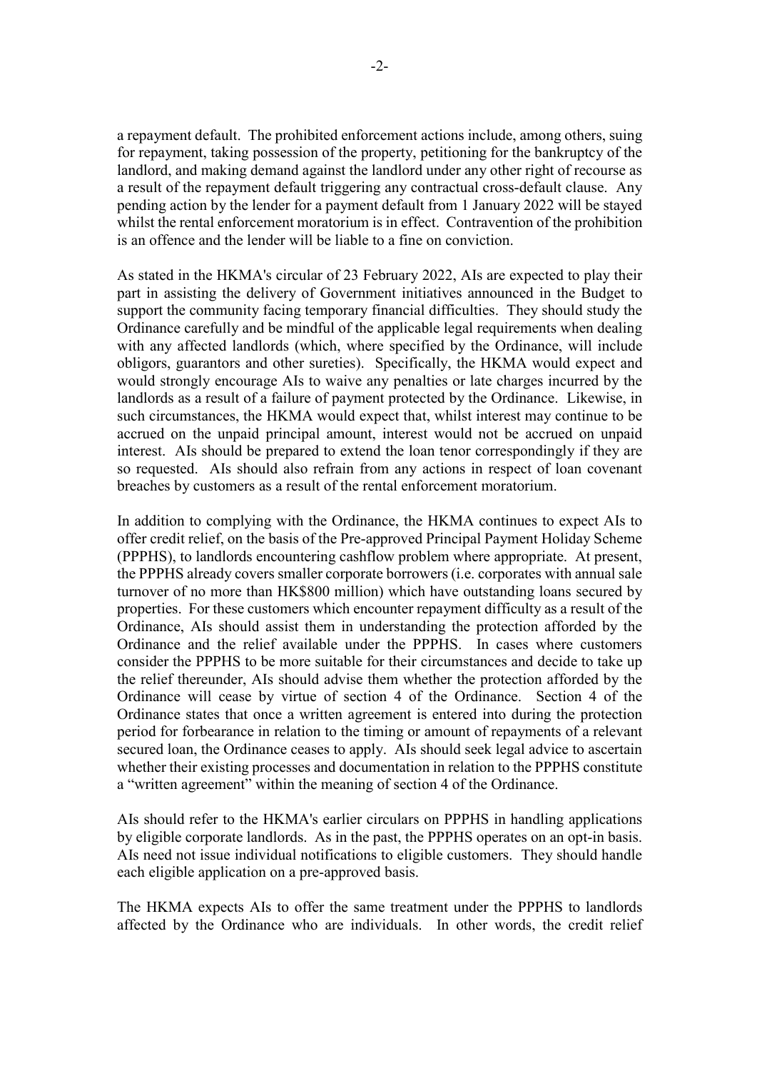a repayment default. The prohibited enforcement actions include, among others, suing for repayment, taking possession of the property, petitioning for the bankruptcy of the landlord, and making demand against the landlord under any other right of recourse as a result of the repayment default triggering any contractual cross-default clause. Any pending action by the lender for a payment default from 1 January 2022 will be stayed whilst the rental enforcement moratorium is in effect. Contravention of the prohibition is an offence and the lender will be liable to a fine on conviction.

As stated in the HKMA's circular of 23 February 2022, AIs are expected to play their part in assisting the delivery of Government initiatives announced in the Budget to support the community facing temporary financial difficulties. They should study the Ordinance carefully and be mindful of the applicable legal requirements when dealing with any affected landlords (which, where specified by the Ordinance, will include obligors, guarantors and other sureties). Specifically, the HKMA would expect and would strongly encourage AIs to waive any penalties or late charges incurred by the landlords as a result of a failure of payment protected by the Ordinance. Likewise, in such circumstances, the HKMA would expect that, whilst interest may continue to be accrued on the unpaid principal amount, interest would not be accrued on unpaid interest. AIs should be prepared to extend the loan tenor correspondingly if they are so requested. AIs should also refrain from any actions in respect of loan covenant breaches by customers as a result of the rental enforcement moratorium.

In addition to complying with the Ordinance, the HKMA continues to expect AIs to offer credit relief, on the basis of the Pre-approved Principal Payment Holiday Scheme (PPPHS), to landlords encountering cashflow problem where appropriate. At present, the PPPHS already covers smaller corporate borrowers (i.e. corporates with annual sale turnover of no more than HK$800 million) which have outstanding loans secured by properties. For these customers which encounter repayment difficulty as a result of the Ordinance, AIs should assist them in understanding the protection afforded by the Ordinance and the relief available under the PPPHS. In cases where customers consider the PPPHS to be more suitable for their circumstances and decide to take up the relief thereunder, AIs should advise them whether the protection afforded by the Ordinance will cease by virtue of section 4 of the Ordinance. Section 4 of the Ordinance states that once a written agreement is entered into during the protection period for forbearance in relation to the timing or amount of repayments of a relevant secured loan, the Ordinance ceases to apply. AIs should seek legal advice to ascertain whether their existing processes and documentation in relation to the PPPHS constitute a "written agreement" within the meaning of section 4 of the Ordinance.

AIs should refer to the HKMA's earlier circulars on PPPHS in handling applications by eligible corporate landlords. As in the past, the PPPHS operates on an opt-in basis. AIs need not issue individual notifications to eligible customers. They should handle each eligible application on a pre-approved basis.

The HKMA expects AIs to offer the same treatment under the PPPHS to landlords affected by the Ordinance who are individuals. In other words, the credit relief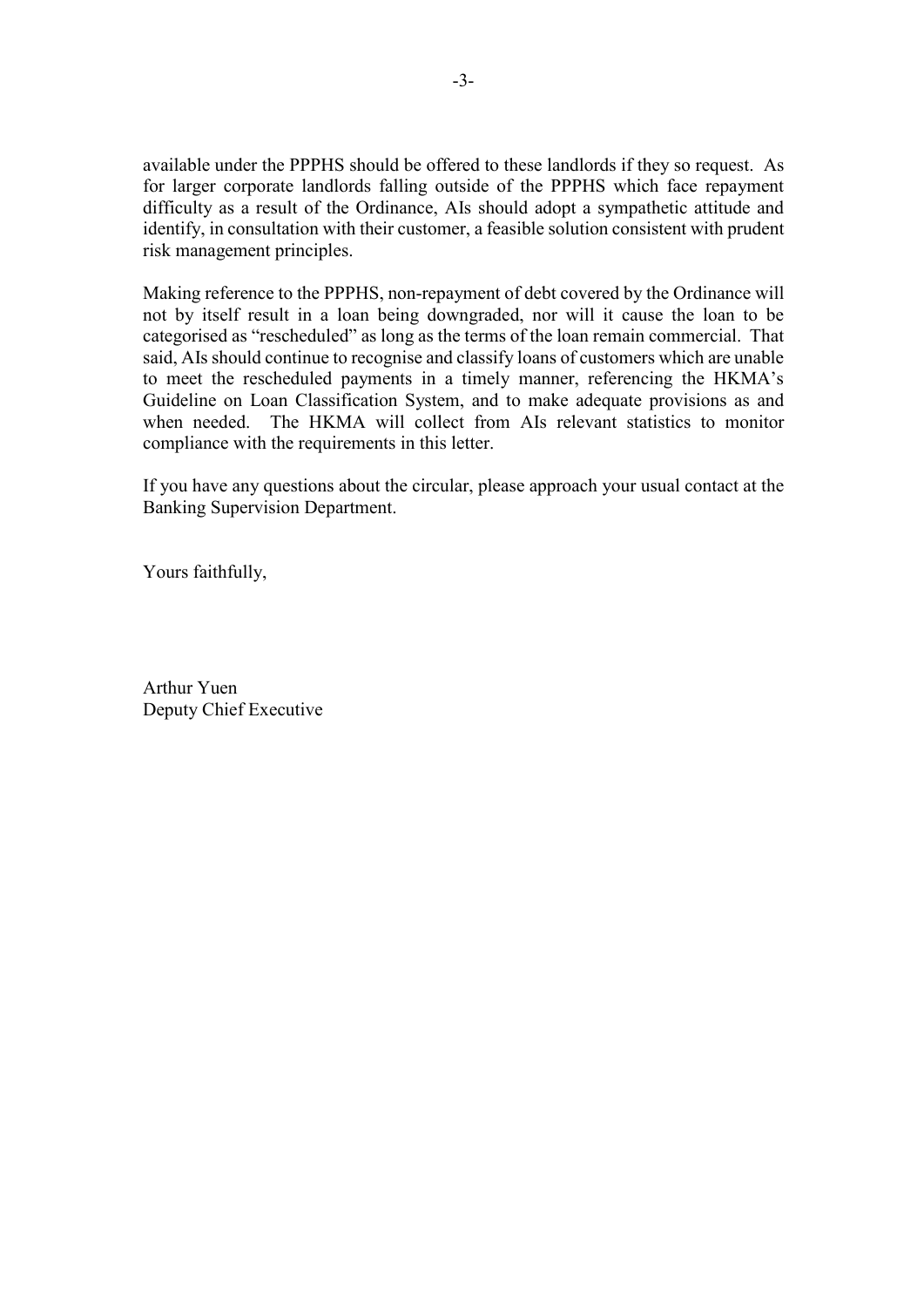available under the PPPHS should be offered to these landlords if they so request. As for larger corporate landlords falling outside of the PPPHS which face repayment difficulty as a result of the Ordinance, AIs should adopt a sympathetic attitude and identify, in consultation with their customer, a feasible solution consistent with prudent risk management principles.

Making reference to the PPPHS, non-repayment of debt covered by the Ordinance will not by itself result in a loan being downgraded, nor will it cause the loan to be categorised as "rescheduled" as long as the terms of the loan remain commercial. That said, AIs should continue to recognise and classify loans of customers which are unable to meet the rescheduled payments in a timely manner, referencing the HKMA's Guideline on Loan Classification System, and to make adequate provisions as and when needed. The HKMA will collect from AIs relevant statistics to monitor compliance with the requirements in this letter.

If you have any questions about the circular, please approach your usual contact at the Banking Supervision Department.

Yours faithfully,

Arthur Yuen
Deputy Chief Executive